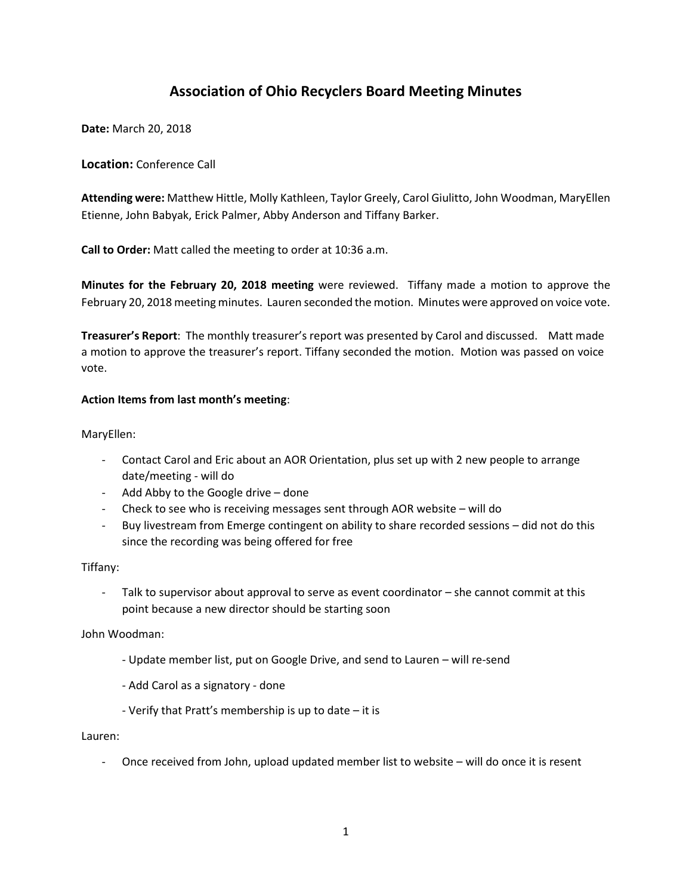# Association of Ohio Recyclers Board Meeting Minutes

**Date:** March 20, 2018

**Location:** Conference Call

**Attending were:** Matthew Hittle, Molly Kathleen, Taylor Greely, Carol Giulitto, John Woodman, MaryEllen Etienne, John Babyak, Erick Palmer, Abby Anderson and Tiffany Barker.

**Call to Order:** Matt called the meeting to order at 10:36 a.m.

**Minutes for the February 20, 2018 meeting** were reviewed. Tiffany made a motion to approve the February 20, 2018 meeting minutes. Lauren seconded the motion. Minutes were approved on voice vote.

**Treasurer's Report**: The monthly treasurer's report was presented by Carol and discussed. Matt made a motion to approve the treasurer's report. Tiffany seconded the motion. Motion was passed on voice vote.

**Action Items from last month's meeting**:

MaryEllen:

- Contact Carol and Eric about an AOR Orientation, plus set up with 2 new people to arrange date/meeting - will do
- Add Abby to the Google drive – done
- Check to see who is receiving messages sent through AOR website – will do
- Buy livestream from Emerge contingent on ability to share recorded sessions – did not do this since the recording was being offered for free

Tiffany:

- Talk to supervisor about approval to serve as event coordinator – she cannot commit at this point because a new director should be starting soon

John Woodman:

- Update member list, put on Google Drive, and send to Lauren – will re-send
- Add Carol as a signatory - done
- Verify that Pratt's membership is up to date – it is

Lauren:

- Once received from John, upload updated member list to website – will do once it is resent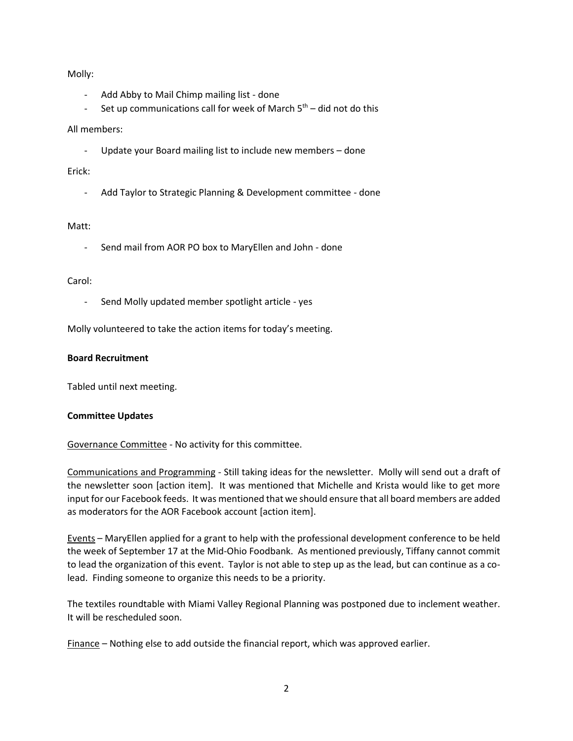Molly:

- Add Abby to Mail Chimp mailing list - done
- Set up communications call for week of March 5th – did not do this

All members:

- Update your Board mailing list to include new members – done

Erick:

- Add Taylor to Strategic Planning & Development committee - done

Matt:

- Send mail from AOR PO box to MaryEllen and John - done

Carol:

- Send Molly updated member spotlight article - yes

Molly volunteered to take the action items for today's meeting.

**Board Recruitment**

Tabled until next meeting.

**Committee Updates**

Governance Committee - No activity for this committee.

Communications and Programming - Still taking ideas for the newsletter. Molly will send out a draft of the newsletter soon [action item]. It was mentioned that Michelle and Krista would like to get more input for our Facebook feeds. It was mentioned that we should ensure that all board members are added as moderators for the AOR Facebook account [action item].

Events – MaryEllen applied for a grant to help with the professional development conference to be held the week of September 17 at the Mid-Ohio Foodbank. As mentioned previously, Tiffany cannot commit to lead the organization of this event. Taylor is not able to step up as the lead, but can continue as a co-lead. Finding someone to organize this needs to be a priority.

The textiles roundtable with Miami Valley Regional Planning was postponed due to inclement weather. It will be rescheduled soon.

Finance – Nothing else to add outside the financial report, which was approved earlier.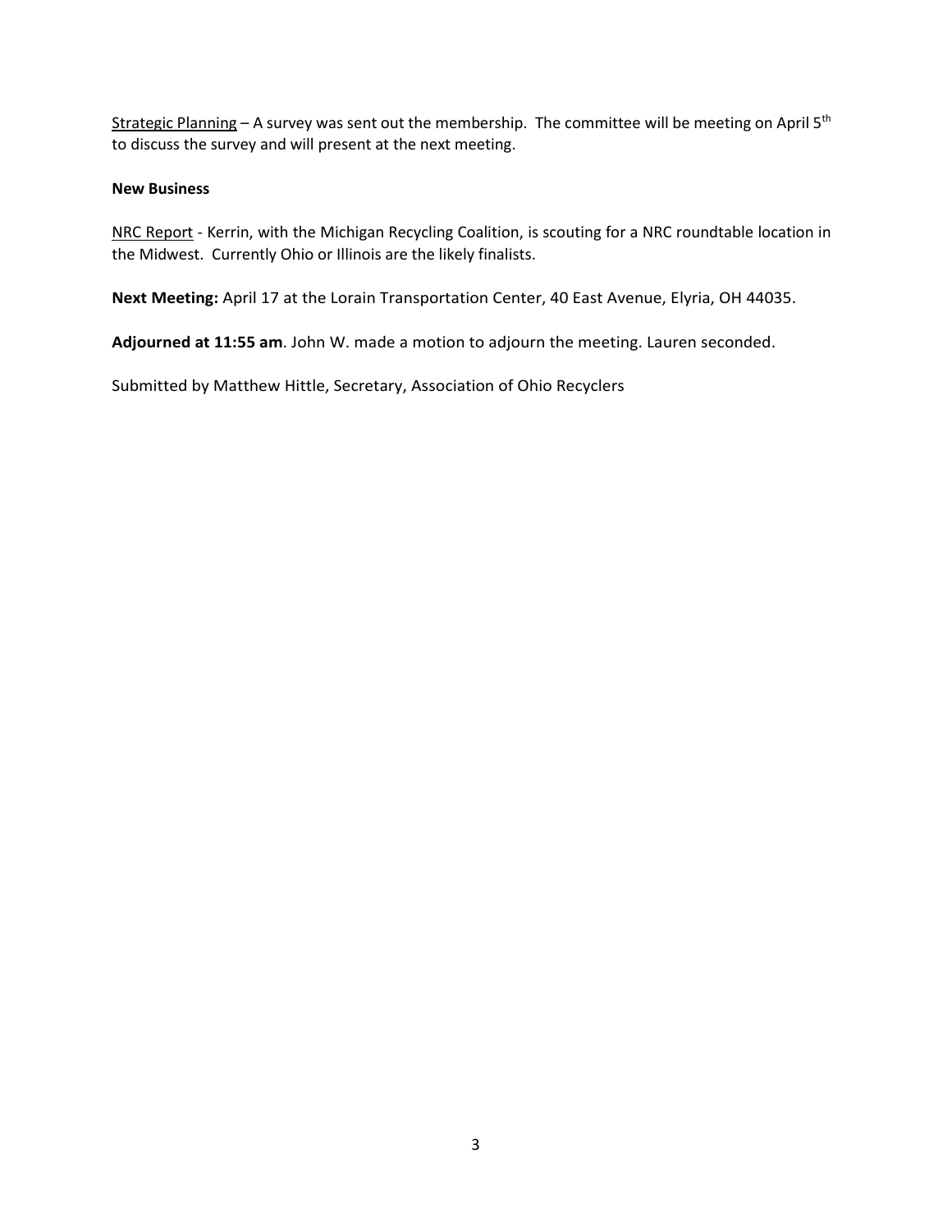Strategic Planning – A survey was sent out the membership. The committee will be meeting on April 5th to discuss the survey and will present at the next meeting.

**New Business**

NRC Report - Kerrin, with the Michigan Recycling Coalition, is scouting for a NRC roundtable location in the Midwest. Currently Ohio or Illinois are the likely finalists.

**Next Meeting:** April 17 at the Lorain Transportation Center, 40 East Avenue, Elyria, OH 44035.

**Adjourned at 11:55 am**. John W. made a motion to adjourn the meeting. Lauren seconded.

Submitted by Matthew Hittle, Secretary, Association of Ohio Recyclers